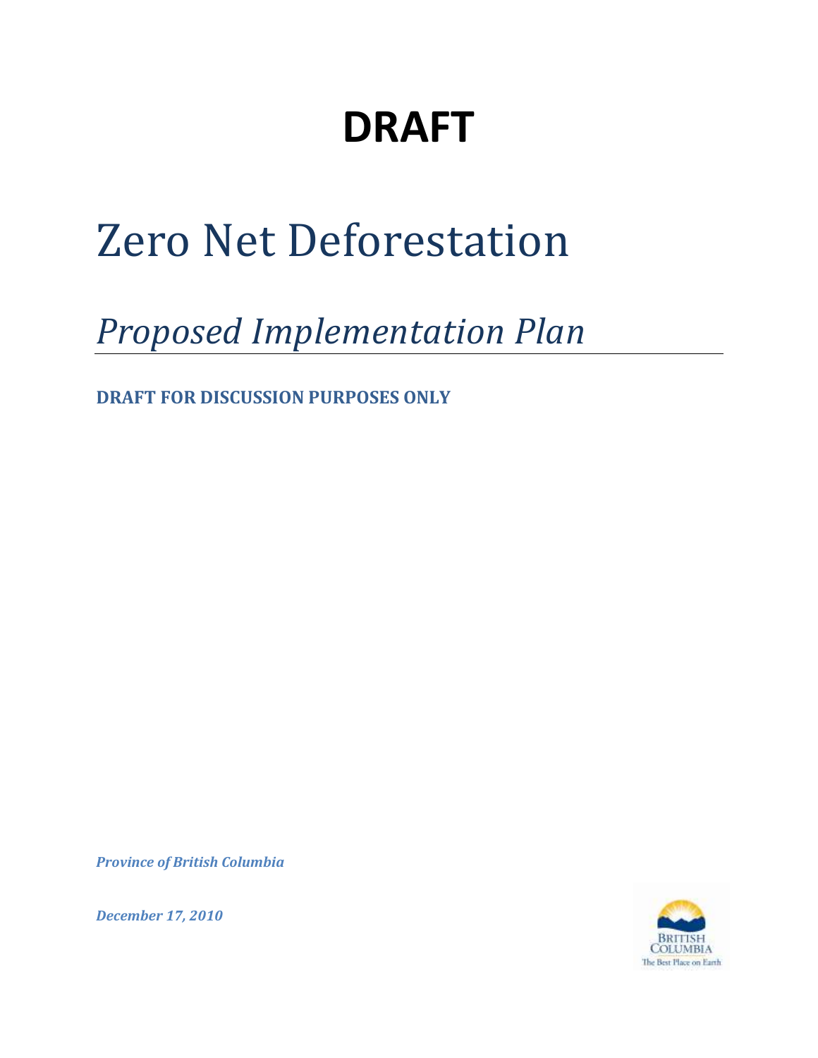# DRAFT

# Zero Net Deforestation

## *Proposed Implementation Plan*

**DRAFT FOR DISCUSSION PURPOSES ONLY**

***Province of British Columbia***

***December 17, 2010***

BRITISH COLUMBIA
The Best Place on Earth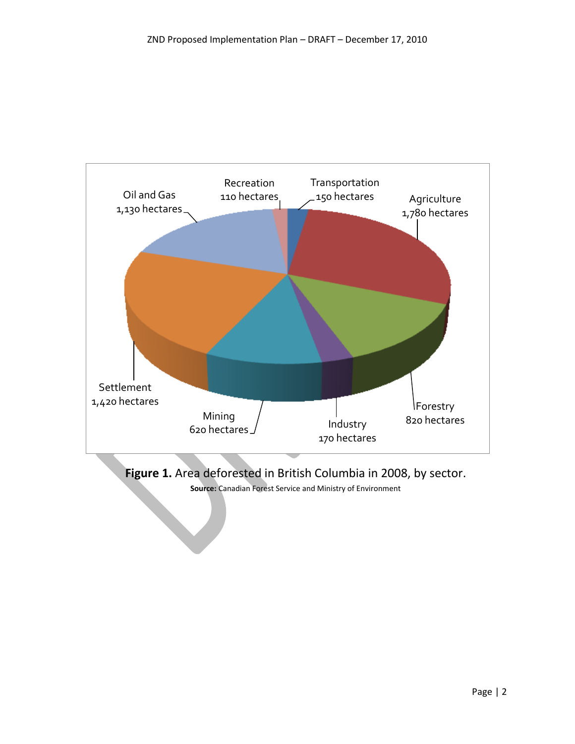Oil and Gas
1,130 hectares

Recreation
110 hectares

Transportation
150 hectares

Agriculture
1,780 hectares

Settlement
1,420 hectares

Mining
620 hectares

Industry
170 hectares

Forestry
820 hectares

**Figure 1.** Area deforested in British Columbia in 2008, by sector.

**Source:** Canadian Forest Service and Ministry of Environment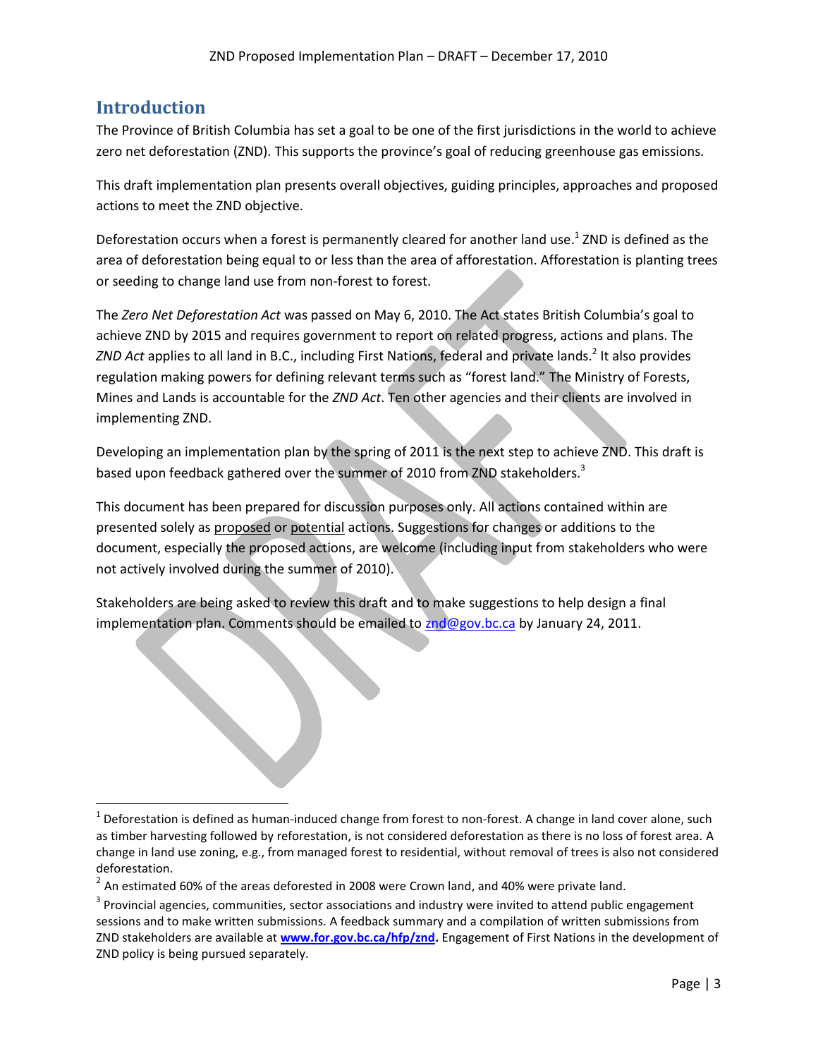## Introduction

The Province of British Columbia has set a goal to be one of the first jurisdictions in the world to achieve zero net deforestation (ZND). This supports the province's goal of reducing greenhouse gas emissions.

This draft implementation plan presents overall objectives, guiding principles, approaches and proposed actions to meet the ZND objective.

Deforestation occurs when a forest is permanently cleared for another land use.[1] ZND is defined as the area of deforestation being equal to or less than the area of afforestation. Afforestation is planting trees or seeding to change land use from non-forest to forest.

The *Zero Net Deforestation Act* was passed on May 6, 2010. The Act states British Columbia's goal to achieve ZND by 2015 and requires government to report on related progress, actions and plans. The *ZND Act* applies to all land in B.C., including First Nations, federal and private lands.[2] It also provides regulation making powers for defining relevant terms such as "forest land." The Ministry of Forests, Mines and Lands is accountable for the *ZND Act*. Ten other agencies and their clients are involved in implementing ZND.

Developing an implementation plan by the spring of 2011 is the next step to achieve ZND. This draft is based upon feedback gathered over the summer of 2010 from ZND stakeholders.[3]

This document has been prepared for discussion purposes only. All actions contained within are presented solely as <u>proposed</u> or <u>potential</u> actions. Suggestions for changes or additions to the document, especially the proposed actions, are welcome (including input from stakeholders who were not actively involved during the summer of 2010).

Stakeholders are being asked to review this draft and to make suggestions to help design a final implementation plan. Comments should be emailed to znd@gov.bc.ca by January 24, 2011.

---

[1] Deforestation is defined as human-induced change from forest to non-forest. A change in land cover alone, such as timber harvesting followed by reforestation, is not considered deforestation as there is no loss of forest area. A change in land use zoning, e.g., from managed forest to residential, without removal of trees is also not considered deforestation.

[2] An estimated 60% of the areas deforested in 2008 were Crown land, and 40% were private land.

[3] Provincial agencies, communities, sector associations and industry were invited to attend public engagement sessions and to make written submissions. A feedback summary and a compilation of written submissions from ZND stakeholders are available at **www.for.gov.bc.ca/hfp/znd.** Engagement of First Nations in the development of ZND policy is being pursued separately.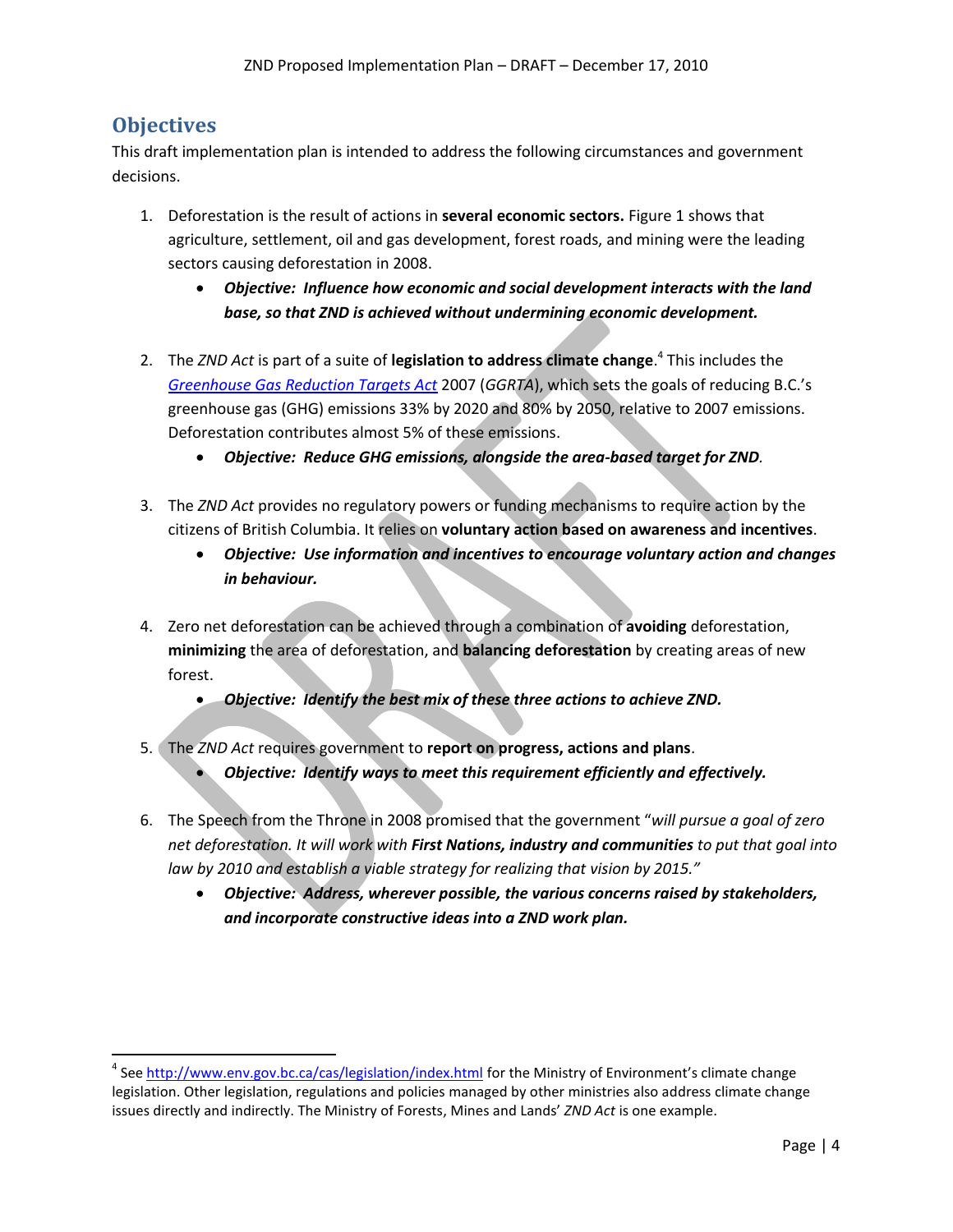## Objectives

This draft implementation plan is intended to address the following circumstances and government decisions.

1. Deforestation is the result of actions in **several economic sectors.** Figure 1 shows that agriculture, settlement, oil and gas development, forest roads, and mining were the leading sectors causing deforestation in 2008.
   - ***Objective: Influence how economic and social development interacts with the land base, so that ZND is achieved without undermining economic development.***

2. The *ZND Act* is part of a suite of **legislation to address climate change**.[4] This includes the [*Greenhouse Gas Reduction Targets Act*](http://www.env.gov.bc.ca/cas/legislation/index.html) 2007 (*GGRTA*), which sets the goals of reducing B.C.'s greenhouse gas (GHG) emissions 33% by 2020 and 80% by 2050, relative to 2007 emissions. Deforestation contributes almost 5% of these emissions.
   - ***Objective: Reduce GHG emissions, alongside the area-based target for ZND.***

3. The *ZND Act* provides no regulatory powers or funding mechanisms to require action by the citizens of British Columbia. It relies on **voluntary action based on awareness and incentives**.
   - ***Objective: Use information and incentives to encourage voluntary action and changes in behaviour.***

4. Zero net deforestation can be achieved through a combination of **avoiding** deforestation, **minimizing** the area of deforestation, and **balancing deforestation** by creating areas of new forest.
   - ***Objective: Identify the best mix of these three actions to achieve ZND.***

5. The *ZND Act* requires government to **report on progress, actions and plans**.
   - ***Objective: Identify ways to meet this requirement efficiently and effectively.***

6. The Speech from the Throne in 2008 promised that the government "*will pursue a goal of zero net deforestation. It will work with **First Nations, industry and communities** to put that goal into law by 2010 and establish a viable strategy for realizing that vision by 2015."*
   - ***Objective: Address, wherever possible, the various concerns raised by stakeholders, and incorporate constructive ideas into a ZND work plan.***

---

[4] See http://www.env.gov.bc.ca/cas/legislation/index.html for the Ministry of Environment's climate change legislation. Other legislation, regulations and policies managed by other ministries also address climate change issues directly and indirectly. The Ministry of Forests, Mines and Lands' *ZND Act* is one example.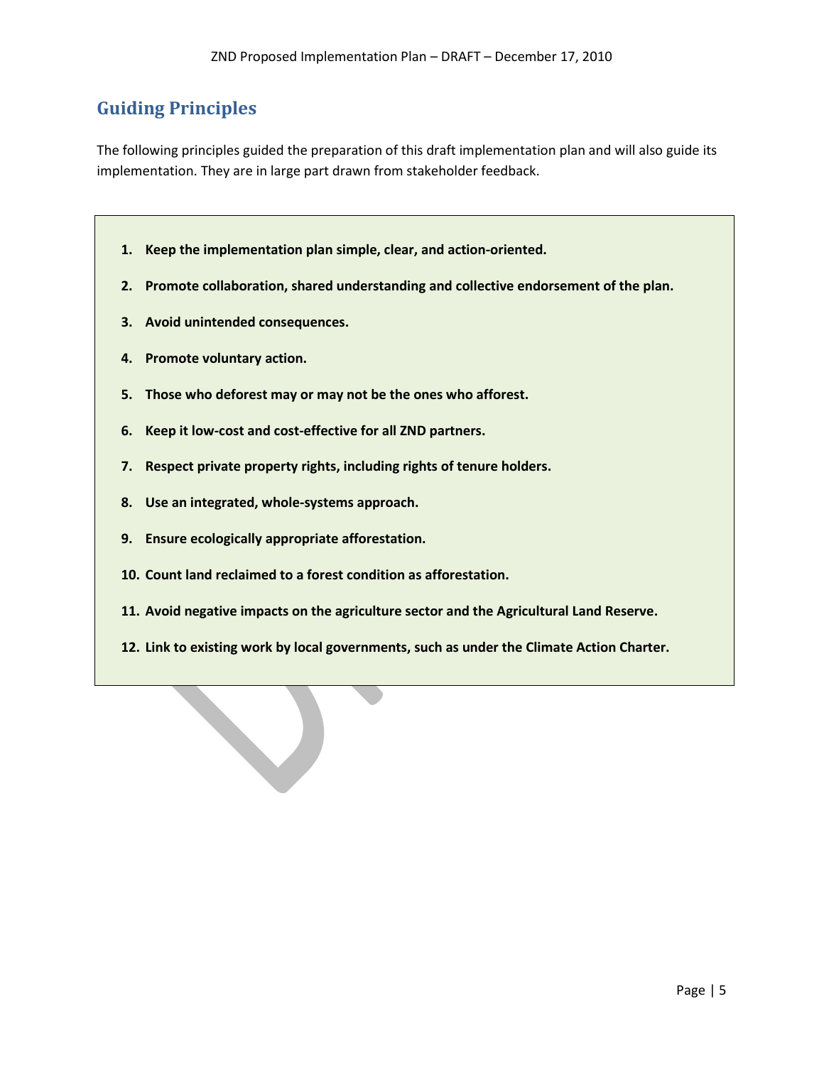## Guiding Principles

The following principles guided the preparation of this draft implementation plan and will also guide its implementation. They are in large part drawn from stakeholder feedback.

1. **Keep the implementation plan simple, clear, and action-oriented.**
2. **Promote collaboration, shared understanding and collective endorsement of the plan.**
3. **Avoid unintended consequences.**
4. **Promote voluntary action.**
5. **Those who deforest may or may not be the ones who afforest.**
6. **Keep it low-cost and cost-effective for all ZND partners.**
7. **Respect private property rights, including rights of tenure holders.**
8. **Use an integrated, whole-systems approach.**
9. **Ensure ecologically appropriate afforestation.**
10. **Count land reclaimed to a forest condition as afforestation.**
11. **Avoid negative impacts on the agriculture sector and the Agricultural Land Reserve.**
12. **Link to existing work by local governments, such as under the Climate Action Charter.**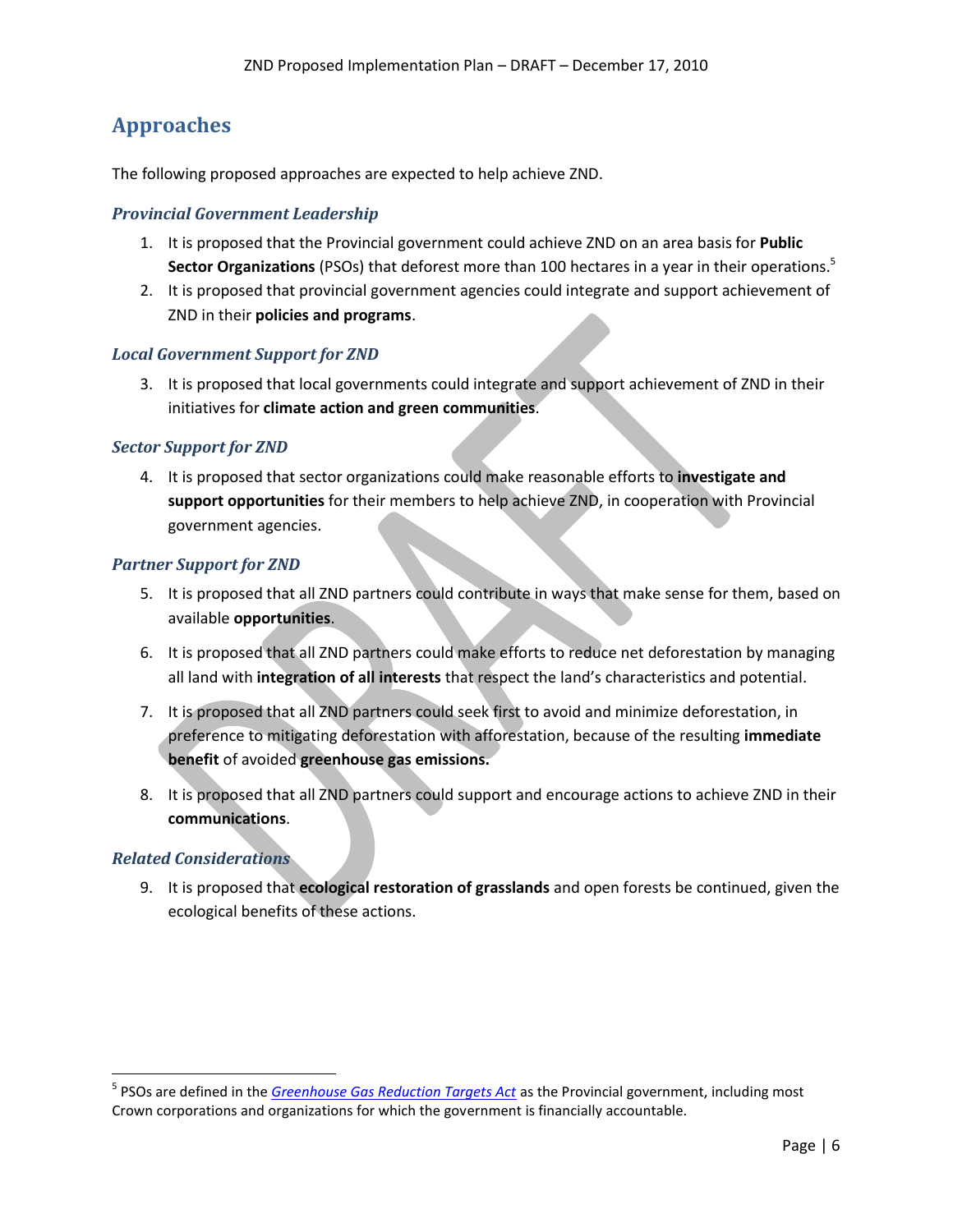## Approaches

The following proposed approaches are expected to help achieve ZND.

### *Provincial Government Leadership*

1. It is proposed that the Provincial government could achieve ZND on an area basis for **Public Sector Organizations** (PSOs) that deforest more than 100 hectares in a year in their operations.[5]
2. It is proposed that provincial government agencies could integrate and support achievement of ZND in their **policies and programs**.

### *Local Government Support for ZND*

3. It is proposed that local governments could integrate and support achievement of ZND in their initiatives for **climate action and green communities**.

### *Sector Support for ZND*

4. It is proposed that sector organizations could make reasonable efforts to **investigate and support opportunities** for their members to help achieve ZND, in cooperation with Provincial government agencies.

### *Partner Support for ZND*

5. It is proposed that all ZND partners could contribute in ways that make sense for them, based on available **opportunities**.
6. It is proposed that all ZND partners could make efforts to reduce net deforestation by managing all land with **integration of all interests** that respect the land's characteristics and potential.
7. It is proposed that all ZND partners could seek first to avoid and minimize deforestation, in preference to mitigating deforestation with afforestation, because of the resulting **immediate benefit** of avoided **greenhouse gas emissions.**
8. It is proposed that all ZND partners could support and encourage actions to achieve ZND in their **communications**.

### *Related Considerations*

9. It is proposed that **ecological restoration of grasslands** and open forests be continued, given the ecological benefits of these actions.

---

[5] PSOs are defined in the *Greenhouse Gas Reduction Targets Act* as the Provincial government, including most Crown corporations and organizations for which the government is financially accountable.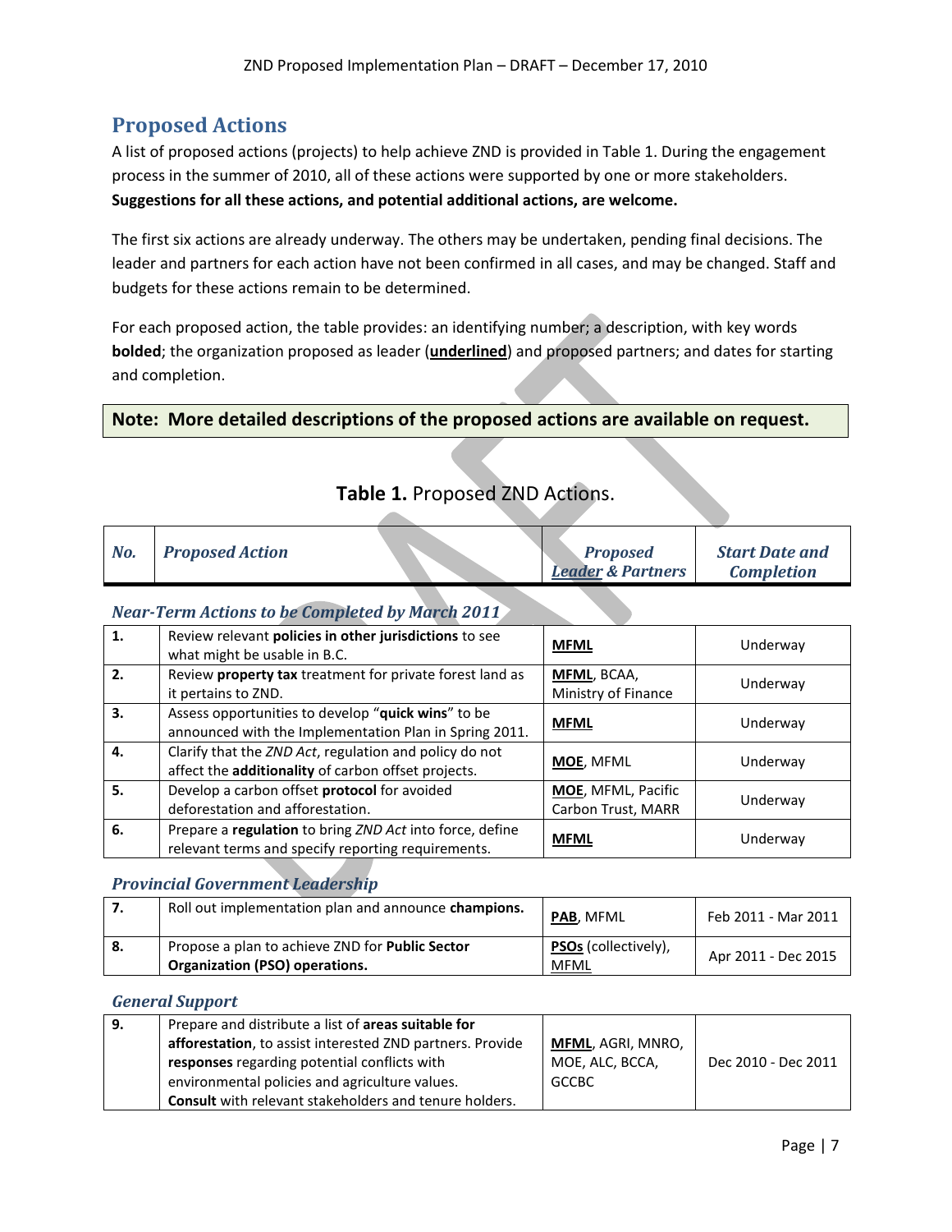## Proposed Actions

A list of proposed actions (projects) to help achieve ZND is provided in Table 1. During the engagement process in the summer of 2010, all of these actions were supported by one or more stakeholders. **Suggestions for all these actions, and potential additional actions, are welcome.**

The first six actions are already underway. The others may be undertaken, pending final decisions. The leader and partners for each action have not been confirmed in all cases, and may be changed. Staff and budgets for these actions remain to be determined.

For each proposed action, the table provides: an identifying number; a description, with key words **bolded**; the organization proposed as leader (**<u>underlined</u>**) and proposed partners; and dates for starting and completion.

**Note: More detailed descriptions of the proposed actions are available on request.**

**Table 1.** Proposed ZND Actions.

| No. | Proposed Action | Proposed <u>Leader</u> & Partners | Start Date and Completion |
|---|---|---|---|
| | ***Near-Term Actions to be Completed by March 2011*** | | |
| **1.** | Review relevant **policies in other jurisdictions** to see what might be usable in B.C. | **<u>MFML</u>** | Underway |
| **2.** | Review **property tax** treatment for private forest land as it pertains to ZND. | **<u>MFML</u>**, BCAA, Ministry of Finance | Underway |
| **3.** | Assess opportunities to develop "**quick wins**" to be announced with the Implementation Plan in Spring 2011. | **<u>MFML</u>** | Underway |
| **4.** | Clarify that the *ZND Act*, regulation and policy do not affect the **additionality** of carbon offset projects. | **<u>MOE</u>**, MFML | Underway |
| **5.** | Develop a carbon offset **protocol** for avoided deforestation and afforestation. | **<u>MOE</u>**, MFML, Pacific Carbon Trust, MARR | Underway |
| **6.** | Prepare a **regulation** to bring *ZND Act* into force, define relevant terms and specify reporting requirements. | **<u>MFML</u>** | Underway |
| | ***Provincial Government Leadership*** | | |
| **7.** | Roll out implementation plan and announce **champions.** | **<u>PAB</u>**, MFML | Feb 2011 - Mar 2011 |
| **8.** | Propose a plan to achieve ZND for **Public Sector Organization (PSO) operations.** | **<u>PSOs</u>** (collectively), <u>MFML</u> | Apr 2011 - Dec 2015 |
| | ***General Support*** | | |
| **9.** | Prepare and distribute a list of **areas suitable for afforestation**, to assist interested ZND partners. Provide **responses** regarding potential conflicts with environmental policies and agriculture values. **Consult** with relevant stakeholders and tenure holders. | **<u>MFML</u>**, AGRI, MNRO, MOE, ALC, BCCA, GCCBC | Dec 2010 - Dec 2011 |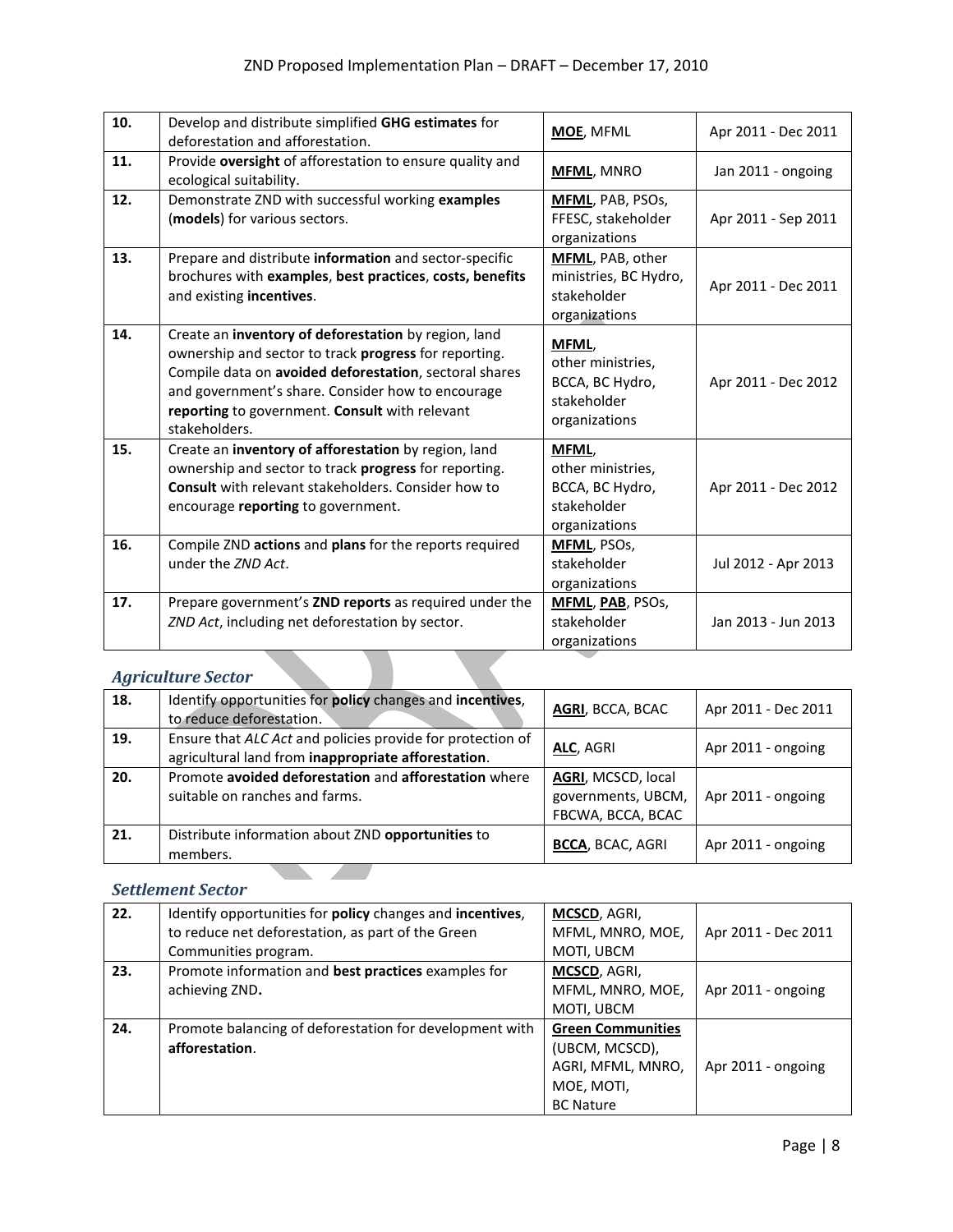| 10. | Develop and distribute simplified **GHG estimates** for deforestation and afforestation. | **MOE**, MFML | Apr 2011 - Dec 2011 |
|---|---|---|---|
| 11. | Provide **oversight** of afforestation to ensure quality and ecological suitability. | **MFML**, MNRO | Jan 2011 - ongoing |
| 12. | Demonstrate ZND with successful working **examples** (**models**) for various sectors. | **MFML**, PAB, PSOs, FFESC, stakeholder organizations | Apr 2011 - Sep 2011 |
| 13. | Prepare and distribute **information** and sector-specific brochures with **examples**, **best practices**, **costs, benefits** and existing **incentives**. | **MFML**, PAB, other ministries, BC Hydro, stakeholder organizations | Apr 2011 - Dec 2011 |
| 14. | Create an **inventory of deforestation** by region, land ownership and sector to track **progress** for reporting. Compile data on **avoided deforestation**, sectoral shares and government's share. Consider how to encourage **reporting** to government. **Consult** with relevant stakeholders. | **MFML**, other ministries, BCCA, BC Hydro, stakeholder organizations | Apr 2011 - Dec 2012 |
| 15. | Create an **inventory of afforestation** by region, land ownership and sector to track **progress** for reporting. **Consult** with relevant stakeholders. Consider how to encourage **reporting** to government. | **MFML**, other ministries, BCCA, BC Hydro, stakeholder organizations | Apr 2011 - Dec 2012 |
| 16. | Compile ZND **actions** and **plans** for the reports required under the *ZND Act*. | **MFML**, PSOs, stakeholder organizations | Jul 2012 - Apr 2013 |
| 17. | Prepare government's **ZND reports** as required under the *ZND Act*, including net deforestation by sector. | **MFML**, **PAB**, PSOs, stakeholder organizations | Jan 2013 - Jun 2013 |

### *Agriculture Sector*

| 18. | Identify opportunities for **policy** changes and **incentives**, to reduce deforestation. | **AGRI**, BCCA, BCAC | Apr 2011 - Dec 2011 |
|---|---|---|---|
| 19. | Ensure that *ALC Act* and policies provide for protection of agricultural land from **inappropriate afforestation**. | **ALC**, AGRI | Apr 2011 - ongoing |
| 20. | Promote **avoided deforestation** and **afforestation** where suitable on ranches and farms. | **AGRI**, MCSCD, local governments, UBCM, FBCWA, BCCA, BCAC | Apr 2011 - ongoing |
| 21. | Distribute information about ZND **opportunities** to members. | **BCCA**, BCAC, AGRI | Apr 2011 - ongoing |

### *Settlement Sector*

| 22. | Identify opportunities for **policy** changes and **incentives**, to reduce net deforestation, as part of the Green Communities program. | **MCSCD**, AGRI, MFML, MNRO, MOE, MOTI, UBCM | Apr 2011 - Dec 2011 |
|---|---|---|---|
| 23. | Promote information and **best practices** examples for achieving ZND**.** | **MCSCD**, AGRI, MFML, MNRO, MOE, MOTI, UBCM | Apr 2011 - ongoing |
| 24. | Promote balancing of deforestation for development with **afforestation**. | **Green Communities** (UBCM, MCSCD), AGRI, MFML, MNRO, MOE, MOTI, BC Nature | Apr 2011 - ongoing |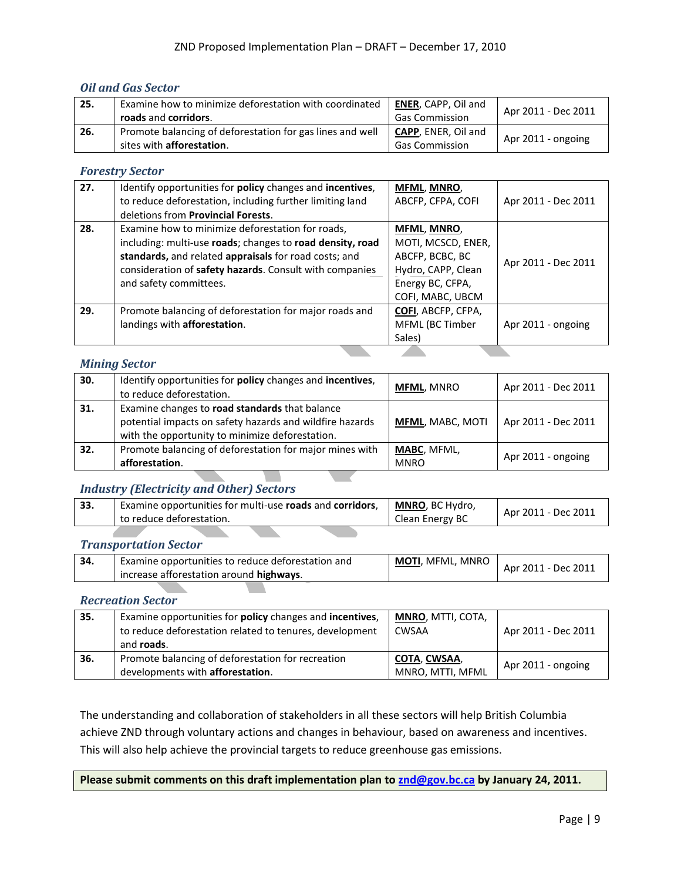### *Oil and Gas Sector*

| | | | |
|---|---|---|---|
| **25.** | Examine how to minimize deforestation with coordinated **roads** and **corridors**. | **ENER**, CAPP, Oil and Gas Commission | Apr 2011 - Dec 2011 |
| **26.** | Promote balancing of deforestation for gas lines and well sites with **afforestation**. | **CAPP**, ENER, Oil and Gas Commission | Apr 2011 - ongoing |

### *Forestry Sector*

| | | | |
|---|---|---|---|
| **27.** | Identify opportunities for **policy** changes and **incentives**, to reduce deforestation, including further limiting land deletions from **Provincial Forests**. | **MFML**, **MNRO**, ABCFP, CFPA, COFI | Apr 2011 - Dec 2011 |
| **28.** | Examine how to minimize deforestation for roads, including: multi-use **roads**; changes to **road density, road standards,** and related **appraisals** for road costs; and consideration of **safety hazards**. Consult with companies and safety committees. | **MFML**, **MNRO**, MOTI, MCSCD, ENER, ABCFP, BCBC, BC Hydro, CAPP, Clean Energy BC, CFPA, COFI, MABC, UBCM | Apr 2011 - Dec 2011 |
| **29.** | Promote balancing of deforestation for major roads and landings with **afforestation**. | **COFI**, ABCFP, CFPA, MFML (BC Timber Sales) | Apr 2011 - ongoing |

### *Mining Sector*

| | | | |
|---|---|---|---|
| **30.** | Identify opportunities for **policy** changes and **incentives**, to reduce deforestation. | **MFML**, MNRO | Apr 2011 - Dec 2011 |
| **31.** | Examine changes to **road standards** that balance potential impacts on safety hazards and wildfire hazards with the opportunity to minimize deforestation. | **MFML**, MABC, MOTI | Apr 2011 - Dec 2011 |
| **32.** | Promote balancing of deforestation for major mines with **afforestation**. | **MABC**, MFML, MNRO | Apr 2011 - ongoing |

### *Industry (Electricity and Other) Sectors*

| | | | |
|---|---|---|---|
| **33.** | Examine opportunities for multi-use **roads** and **corridors**, to reduce deforestation. | **MNRO**, BC Hydro, Clean Energy BC | Apr 2011 - Dec 2011 |

### *Transportation Sector*

| | | | |
|---|---|---|---|
| **34.** | Examine opportunities to reduce deforestation and increase afforestation around **highways**. | **MOTI**, MFML, MNRO | Apr 2011 - Dec 2011 |

### *Recreation Sector*

| | | | |
|---|---|---|---|
| **35.** | Examine opportunities for **policy** changes and **incentives**, to reduce deforestation related to tenures, development and **roads**. | **MNRO**, MTTI, COTA, CWSAA | Apr 2011 - Dec 2011 |
| **36.** | Promote balancing of deforestation for recreation developments with **afforestation**. | **COTA**, **CWSAA**, MNRO, MTTI, MFML | Apr 2011 - ongoing |

The understanding and collaboration of stakeholders in all these sectors will help British Columbia achieve ZND through voluntary actions and changes in behaviour, based on awareness and incentives. This will also help achieve the provincial targets to reduce greenhouse gas emissions.

**Please submit comments on this draft implementation plan to znd@gov.bc.ca by January 24, 2011.**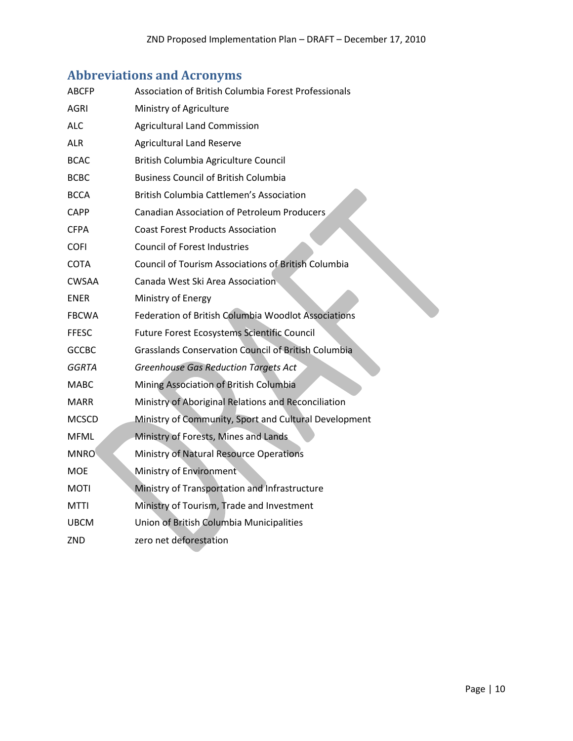## Abbreviations and Acronyms

| | |
|---|---|
| ABCFP | Association of British Columbia Forest Professionals |
| AGRI | Ministry of Agriculture |
| ALC | Agricultural Land Commission |
| ALR | Agricultural Land Reserve |
| BCAC | British Columbia Agriculture Council |
| BCBC | Business Council of British Columbia |
| BCCA | British Columbia Cattlemen's Association |
| CAPP | Canadian Association of Petroleum Producers |
| CFPA | Coast Forest Products Association |
| COFI | Council of Forest Industries |
| COTA | Council of Tourism Associations of British Columbia |
| CWSAA | Canada West Ski Area Association |
| ENER | Ministry of Energy |
| FBCWA | Federation of British Columbia Woodlot Associations |
| FFESC | Future Forest Ecosystems Scientific Council |
| GCCBC | Grasslands Conservation Council of British Columbia |
| *GGRTA* | *Greenhouse Gas Reduction Targets Act* |
| MABC | Mining Association of British Columbia |
| MARR | Ministry of Aboriginal Relations and Reconciliation |
| MCSCD | Ministry of Community, Sport and Cultural Development |
| MFML | Ministry of Forests, Mines and Lands |
| MNRO | Ministry of Natural Resource Operations |
| MOE | Ministry of Environment |
| MOTI | Ministry of Transportation and Infrastructure |
| MTTI | Ministry of Tourism, Trade and Investment |
| UBCM | Union of British Columbia Municipalities |
| ZND | zero net deforestation |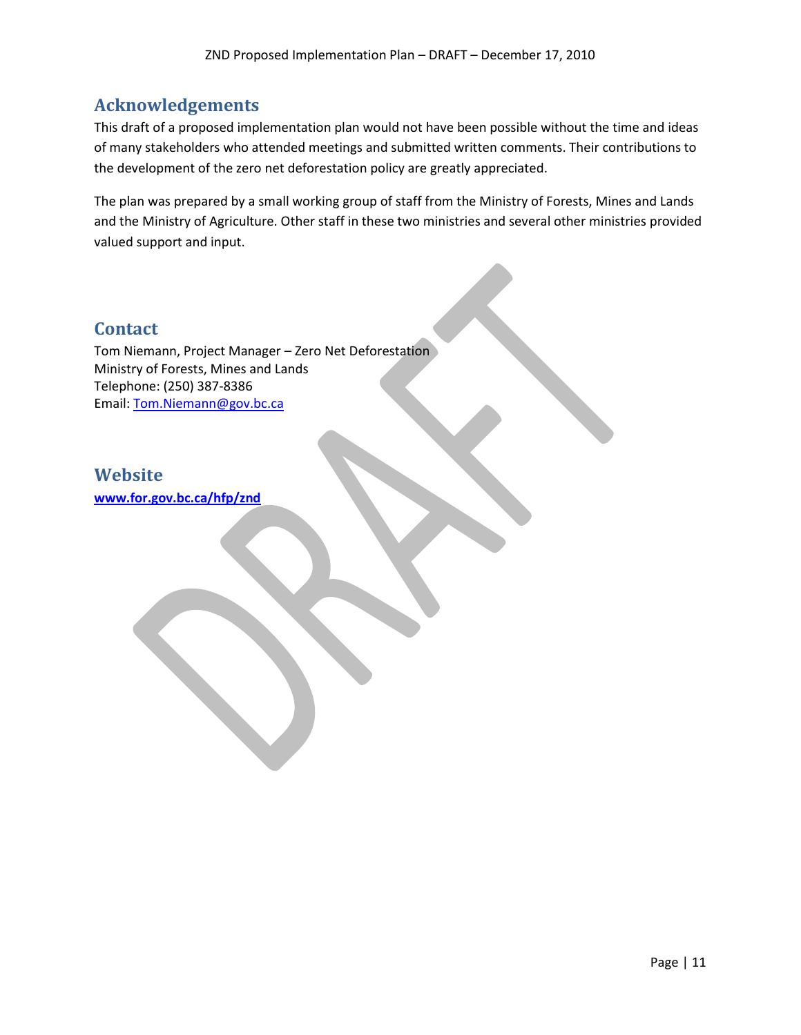## Acknowledgements

This draft of a proposed implementation plan would not have been possible without the time and ideas of many stakeholders who attended meetings and submitted written comments. Their contributions to the development of the zero net deforestation policy are greatly appreciated.

The plan was prepared by a small working group of staff from the Ministry of Forests, Mines and Lands and the Ministry of Agriculture. Other staff in these two ministries and several other ministries provided valued support and input.

## Contact

Tom Niemann, Project Manager – Zero Net Deforestation
Ministry of Forests, Mines and Lands
Telephone: (250) 387-8386
Email: Tom.Niemann@gov.bc.ca

## Website

**www.for.gov.bc.ca/hfp/znd**